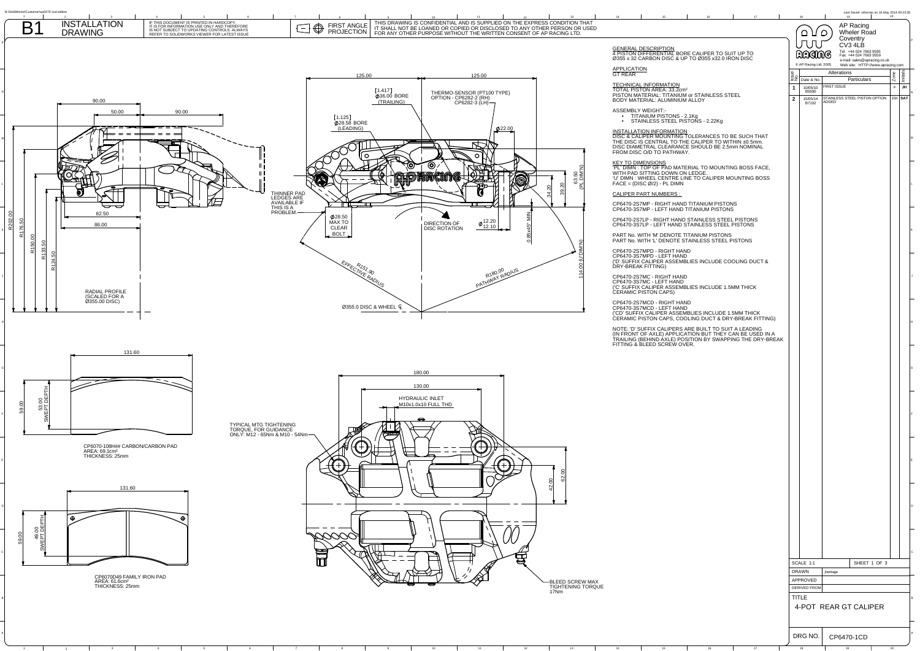# B1 INSTALLATION DRAWING

IF THIS DOCUMENT IS PRINTED IN HARDCOPY IT IS FOR INFORMATION USE ONLY AND THEREFORE IS NOT SUBJECT TO UPDATING CONTROLS. ALWAYS REFER TO SOLIDWORKS VIEWER FOR LATEST ISSUE

FIRST ANGLE PROJECTION

THIS DRAWING IS CONFIDENTIAL AND IS SUPPLIED ON THE EXPRESS CONDITION THAT IT SHALL NOT BE LOANED OR COPIED OR DISCLOSED TO ANY OTHER PERSON OR USED FOR ANY OTHER PURPOSE WITHOUT THE WRITTEN CONSENT OF AP RACING LTD.

AP Racing
Wheler Road
Coventry
CV3 4LB
Tel: +44 024 7663 9595
Fax: +44 024 7663 9559
e-mail: sales@apracing.co.uk
Web site: HTTP://www.apracing.com
© AP Racing Ltd. 2005

## GENERAL DESCRIPTION
4 PISTON DIFFERENTIAL BORE CALIPER TO SUIT UP TO Ø355 x 32 CARBON DISC & UP TO Ø355 x32.0 IRON DISC

## APPLICATION
GT REAR

## TECHNICAL INFORMATION
TOTAL PISTON AREA: 33.2cm²
PISTON MATERIAL: TITANIUM or STAINLESS STEEL
BODY MATERIAL: ALUMINIUM ALLOY

ASSEMBLY WEIGHT:-
- TITANIUM PISTONS - 2.1Kg
- STAINLESS STEEL PISTONS - 2.22Kg

## INSTALLATION INFORMATION
DISC & CALIPER MOUNTING TOLERANCES TO BE SUCH THAT THE DISC IS CENTRAL TO THE CALIPER TO WITHIN ±0.5mm. DISC DIAMETRAL CLEARANCE SHOULD BE 2.5mm NOMINAL FROM DISC O/D TO PATHWAY.

## KEY TO DIMENSIONS
'PL' DIMN : TOP OF PAD MATERIAL TO MOUNTING BOSS FACE, WITH PAD SITTING DOWN ON LEDGE.
'U' DIMN : WHEEL CENTRE LINE TO CALIPER MOUNTING BOSS FACE = (DISC Ø/2) - PL DIMN

## CALIPER PART NUMBERS :

CP6470-2S7MP - RIGHT HAND TITANIUM PISTONS
CP6470-3S7MP - LEFT HAND TITANIUM PISTONS

CP6470-2S7LP - RIGHT HAND STAINLESS STEEL PISTONS
CP6470-3S7LP - LEFT HAND STAINLESS STEEL PISTONS

PART No. WITH 'M' DENOTE TITANIUM PISTONS
PART No. WITH 'L' DENOTE STAINLESS STEEL PISTONS

CP6470-2S7MPD - RIGHT HAND
CP6470-3S7MPD - LEFT HAND
('D' SUFFIX CALIPER ASSEMBLIES INCLUDE COOLING DUCT & DRY-BREAK FITTING)

CP6470-2S7MC - RIGHT HAND
CP6470-3S7MC - LEFT HAND
('C' SUFFIX CALIPER ASSEMBLIES INCLUDE 1.5MM THICK CERAMIC PISTON CAPS)

CP6470-2S7MCD - RIGHT HAND
CP6470-3S7MCD - LEFT HAND
('CD' SUFFIX CALIPER ASSEMBLIES INCLUDE 1.5MM THICK CERAMIC PISTON CAPS, COOLING DUCT & DRY-BREAK FITTING)

NOTE: 'D' SUFFIX CALIPERS ARE BUILT TO SUIT A LEADING (IN FRONT OF AXLE) APPLICATION BUT THEY CAN BE USED IN A TRAILING (BEHIND AXLE) POSITION BY SWAPPING THE DRY-BREAK FITTING & BLEED SCREW OVER.

## Alterations

| Issue No. | Date & No. | Particulars | Zone | Initials |
|---|---|---|---|---|
| 1 | 10/05/10 B5690 | FIRST ISSUE | # | JH |
| 2 | 15/05/14 B7102 | STAINLESS STEEL PISTON OPTION ADDED | 15K | SAT |

## Drawing annotations

- 125.00 / 125.00
- [1.417] Ø36.00 BORE (TRAILING)
- [1.125] Ø28.58 BORE (LEADING)
- THERMO-SENSOR (PT100 TYPE) OPTION - CP6282-2 (RH) CP6282-3 (LH)
- Ø22.00
- 90.00 / 50.00 / 90.00
- 82.50 / 86.00
- R202.00 / R176.50 / R150.00 / R133.50 / R124.50
- THINNER PAD LEDGES ARE AVAILABLE IF THIS IS A PROBLEM.
- Ø28.50 MAX TO CLEAR BOLT
- DIRECTION OF DISC ROTATION
- Ø 12.20 / 12.10
- 0.85x45° MIN
- 34.20 / 39.20 / 63.50 (PL DIM'N) / 114.00 (U DIM'N)
- EFFECTIVE RADIUS R151.90
- PATHWAY RADIUS R180.00
- RADIAL PROFILE (SCALED FOR A Ø355.00 DISC)
- Ø355.0 DISC & WHEEL ℄
- 131.60 / 59.00 / 53.00 SWEPT DEPTH
- CP6070-108H## CARBON/CARBON PAD AREA: 69.1cm² THICKNESS: 25mm
- 131.60 / 59.00 / 49.00 SWEPT DEPTH
- CP6070D49 FAMILY IRON PAD AREA: 61.6cm² THICKNESS: 25mm
- TYPICAL MTG TIGHTENING TORQUE. FOR GUIDANCE ONLY: M12 - 65Nm & M10 - 54Nm
- 180.00 / 130.00
- HYDRAULIC INLET M10x1.0x10 FULL THD
- 42.00 / 62.00
- BLEED SCREW MAX TIGHTENING TORQUE 17Nm

| | |
|---|---|
| SCALE | 1:1 |
| SHEET | 1 OF 3 |
| DRAWN | jheritage |
| APPROVED | |
| DERIVED FROM | |
| TITLE | 4-POT REAR GT CALIPER |
| DRG NO. | CP6470-1CD |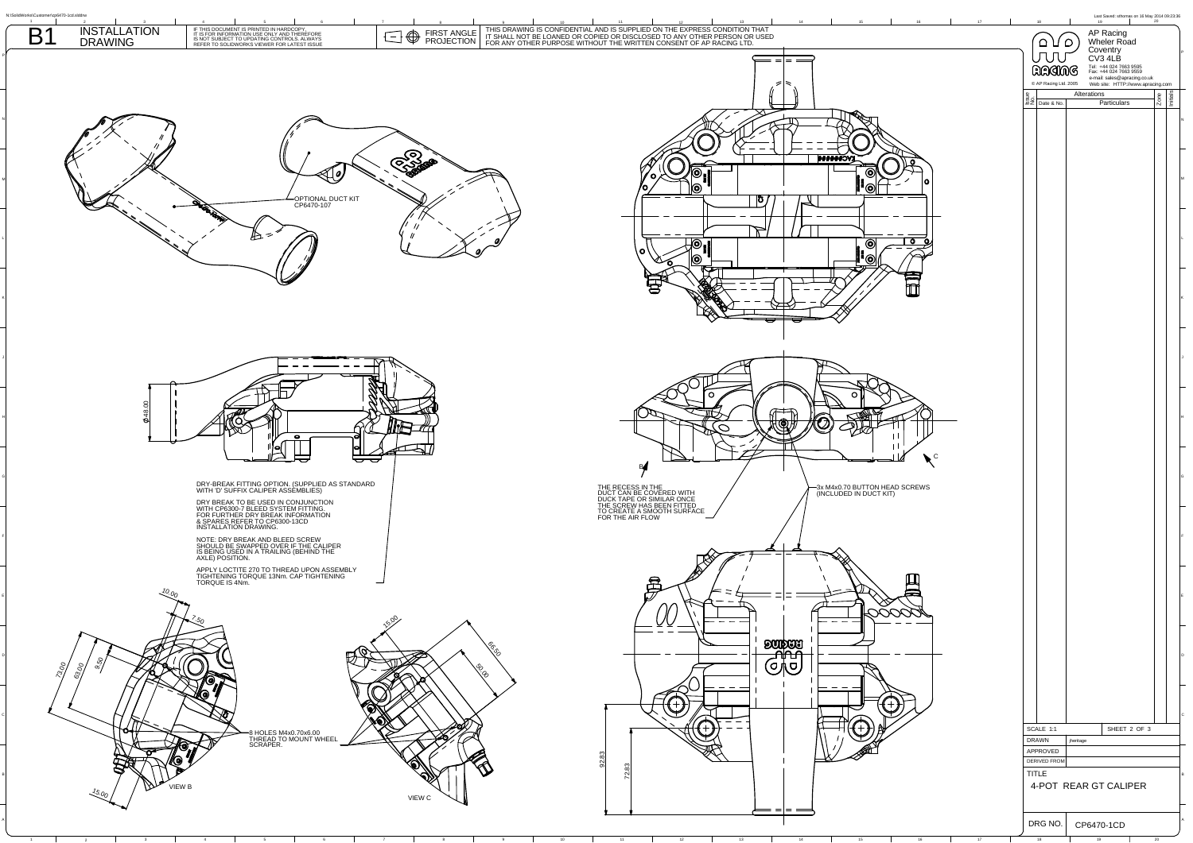# B1 INSTALLATION DRAWING

IF THIS DOCUMENT IS PRINTED IN HARDCOPY IT IS FOR INFORMATION USE ONLY AND THEREFORE IS NOT SUBJECT TO UPDATING CONTROLS. ALWAYS REFER TO SOLIDWORKS VIEWER FOR LATEST ISSUE

FIRST ANGLE PROJECTION

THIS DRAWING IS CONFIDENTIAL AND IS SUPPLIED ON THE EXPRESS CONDITION THAT IT SHALL NOT BE LOANED OR COPIED OR DISCLOSED TO ANY OTHER PERSON OR USED FOR ANY OTHER PURPOSE WITHOUT THE WRITTEN CONSENT OF AP RACING LTD.

AP Racing
Wheler Road
Coventry
CV3 4LB
Tel: +44 024 7663 9595
Fax: +44 024 7663 9559
e-mail: sales@apracing.co.uk
Web site: HTTP://www.apracing.com

© AP Racing Ltd. 2005

| Issue No. | Date & No. | Alterations Particulars | Zone | Initials |
|---|---|---|---|---|
| | | | | |

OPTIONAL DUCT KIT CP6470-107

Ø48.00

DRY-BREAK FITTING OPTION. (SUPPLIED AS STANDARD WITH 'D' SUFFIX CALIPER ASSEMBLIES)

DRY BREAK TO BE USED IN CONJUNCTION WITH CP6300-7 BLEED SYSTEM FITTING. FOR FURTHER DRY BREAK INFORMATION & SPARES REFER TO CP6300-13CD INSTALLATION DRAWING.

NOTE: DRY BREAK AND BLEED SCREW SHOULD BE SWAPPED OVER IF THE CALIPER IS BEING USED IN A TRAILING (BEHIND THE AXLE) POSITION.

APPLY LOCTITE 270 TO THREAD UPON ASSEMBLY TIGHTENING TORQUE 13Nm. CAP TIGHTENING TORQUE IS 4Nm.

THE RECESS IN THE DUCT CAN BE COVERED WITH DUCK TAPE OR SIMILAR ONCE THE SCREW HAS BEEN FITTED TO CREATE A SMOOTH SURFACE FOR THE AIR FLOW

3x M4x0.70 BUTTON HEAD SCREWS (INCLUDED IN DUCT KIT)

B

C

10.00

7.50

73.00

63.00

9.50

15.00

8 HOLES M4x0.70x6.00 THREAD TO MOUNT WHEEL SCRAPER.

VIEW B

15.00

65.50

50.00

VIEW C

92.83

72.83

| | |
|---|---|
| SCALE 1:1 | SHEET 2 OF 3 |
| DRAWN | jheritage |
| APPROVED | |
| DERIVED FROM | |
| TITLE | 4-POT REAR GT CALIPER |
| DRG NO. | CP6470-1CD |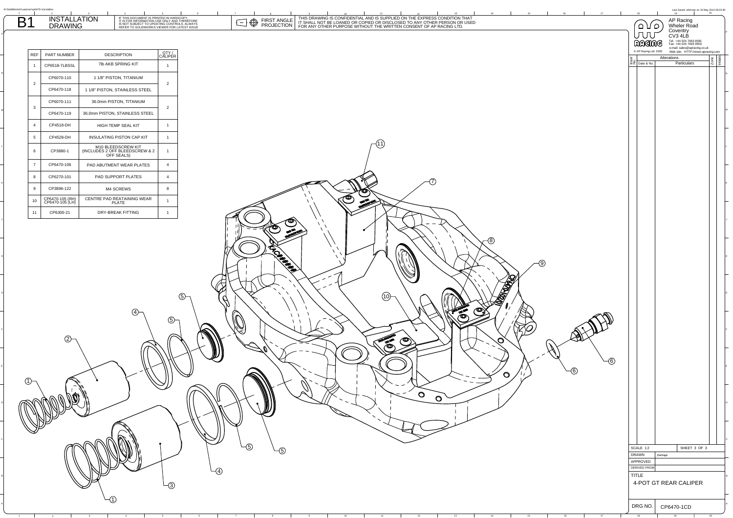# B1 INSTALLATION DRAWING

IF THIS DOCUMENT IS PRINTED IN HARDCOPY IT IS FOR INFORMATION USE ONLY AND THEREFORE IS NOT SUBJECT TO UPDATING CONTROLS. ALWAYS REFER TO SOLIDWORKS VIEWER FOR LATEST ISSUE

FIRST ANGLE PROJECTION

THIS DRAWING IS CONFIDENTIAL AND IS SUPPLIED ON THE EXPRESS CONDITION THAT IT SHALL NOT BE LOANED OR COPIED OR DISCLOSED TO ANY OTHER PERSON OR USED FOR ANY OTHER PURPOSE WITHOUT THE WRITTEN CONSENT OF AP RACING LTD.

| REF | PART NUMBER | DESCRIPTION | QTY / CALIPER |
|---|---|---|---|
| 1 | CP6518-7LBSSL | 7lb AKB SPRING KIT | 1 |
| 2 | CP6070-110 | 1 1/8" PISTON, TITANIUM | 2 |
| | CP6470-118 | 1 1/8" PISTON, STAINLESS STEEL | |
| 3 | CP6070-111 | 36.0mm PISTON, TITANIUM | 2 |
| | CP6470-119 | 36.0mm PISTON, STAINLESS STEEL | |
| 4 | CP4518-DH | HIGH TEMP SEAL KIT | 1 |
| 5 | CP4528-DH | INSULATING PISTON CAP KIT | 1 |
| 6 | CP3880-1 | M10 BLEEDSCREW KIT (INCLUDES 2 OFF BLEEDSCREW & 2 OFF SEALS) | 1 |
| 7 | CP6470-106 | PAD ABUTMENT WEAR PLATES | 4 |
| 8 | CP6270-101 | PAD SUPPORT PLATES | 4 |
| 9 | CP3896-122 | M4 SCREWS | 8 |
| 10 | CP6470-105 (RH) CP6470-105 (LH) | CENTRE PAD REATAINING WEAR PLATE | 1 |
| 11 | CP6300-21 | DRY-BREAK FITTING | 1 |

AP Racing
Wheler Road
Coventry
CV3 4LB
Tel: +44 024 7663 9595
Fax: +44 024 7663 9559
e-mail: sales@apracing.co.uk
Web site: HTTP://www.apracing.com

© AP Racing Ltd. 2005

| Issue No. | Date & No. | Alterations Particulars | Zone | Initials |
|---|---|---|---|---|
| | | | | |

SCALE 1:2 — SHEET 3 OF 3

DRAWN: jheritage

APPROVED

DERIVED FROM

TITLE: 4-POT GT REAR CALIPER

DRG NO. CP6470-1CD